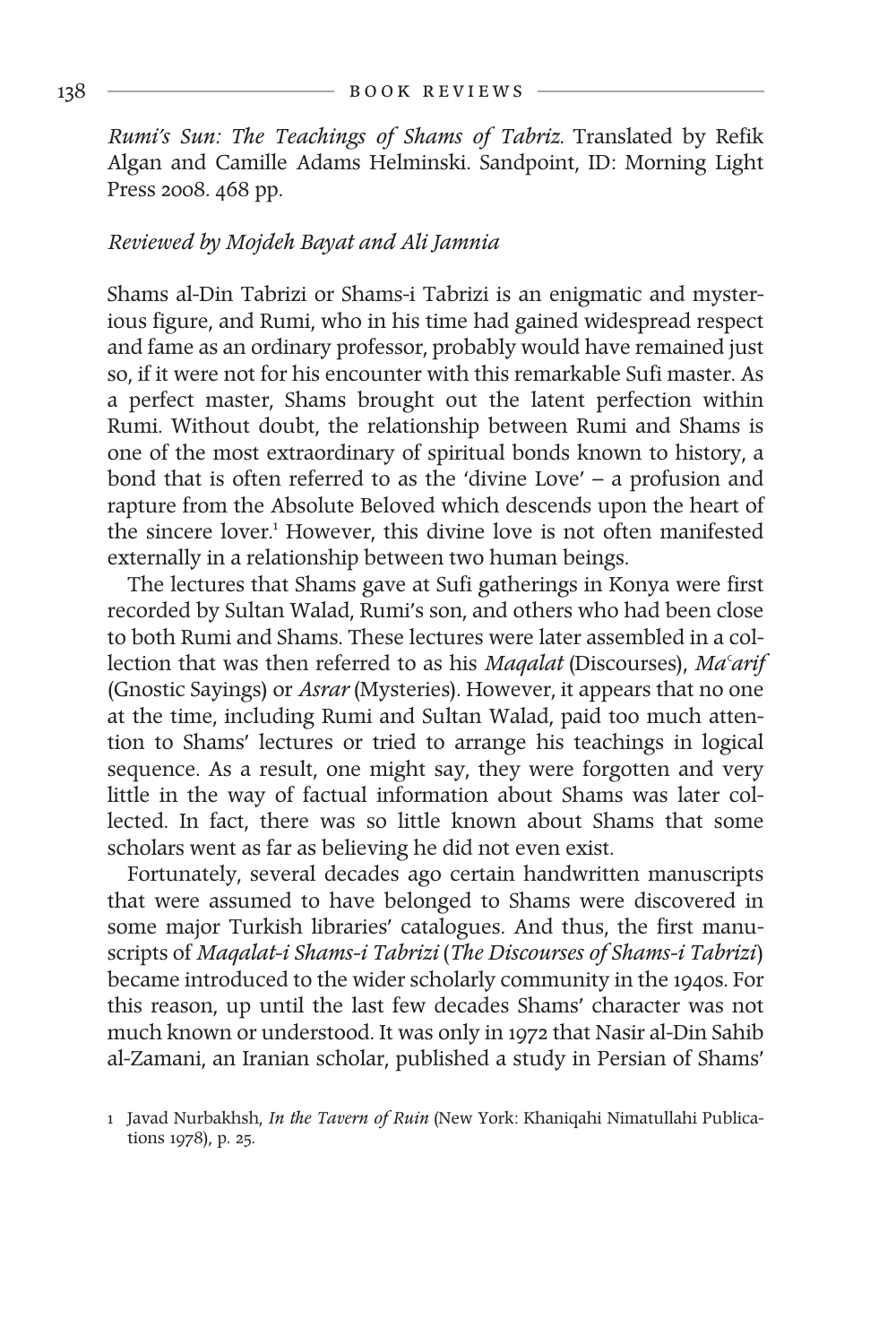*Rumi's Sun: The Teachings of Shams of Tabriz.* Translated by Refik Algan and Camille Adams Helminski. Sandpoint, ID: Morning Light Press 2008. 468 pp.

*Reviewed by Mojdeh Bayat and Ali Jamnia*

Shams al-Din Tabrizi or Shams-i Tabrizi is an enigmatic and mysterious figure, and Rumi, who in his time had gained widespread respect and fame as an ordinary professor, probably would have remained just so, if it were not for his encounter with this remarkable Sufi master. As a perfect master, Shams brought out the latent perfection within Rumi. Without doubt, the relationship between Rumi and Shams is one of the most extraordinary of spiritual bonds known to history, a bond that is often referred to as the 'divine Love' – a profusion and rapture from the Absolute Beloved which descends upon the heart of the sincere lover.[1] However, this divine love is not often manifested externally in a relationship between two human beings.

The lectures that Shams gave at Sufi gatherings in Konya were first recorded by Sultan Walad, Rumi's son, and others who had been close to both Rumi and Shams. These lectures were later assembled in a collection that was then referred to as his *Maqalat* (Discourses), *Maᶜarif* (Gnostic Sayings) or *Asrar* (Mysteries). However, it appears that no one at the time, including Rumi and Sultan Walad, paid too much attention to Shams' lectures or tried to arrange his teachings in logical sequence. As a result, one might say, they were forgotten and very little in the way of factual information about Shams was later collected. In fact, there was so little known about Shams that some scholars went as far as believing he did not even exist.

Fortunately, several decades ago certain handwritten manuscripts that were assumed to have belonged to Shams were discovered in some major Turkish libraries' catalogues. And thus, the first manuscripts of *Maqalat-i Shams-i Tabrizi* (*The Discourses of Shams-i Tabrizi*) became introduced to the wider scholarly community in the 1940s. For this reason, up until the last few decades Shams' character was not much known or understood. It was only in 1972 that Nasir al-Din Sahib al-Zamani, an Iranian scholar, published a study in Persian of Shams'

1 Javad Nurbakhsh, *In the Tavern of Ruin* (New York: Khaniqahi Nimatullahi Publications 1978), p. 25.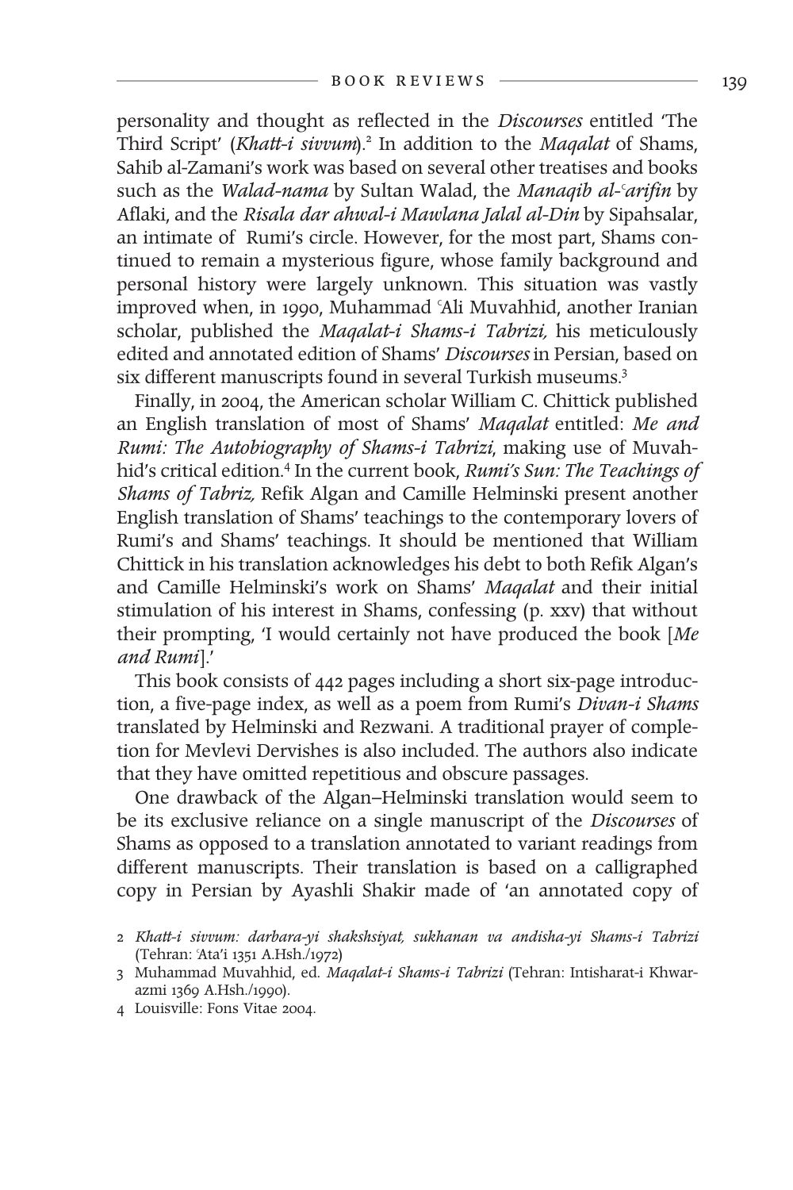personality and thought as reflected in the *Discourses* entitled 'The Third Script' (*Khatt-i sivvum*).[2] In addition to the *Maqalat* of Shams, Sahib al-Zamani's work was based on several other treatises and books such as the *Walad-nama* by Sultan Walad, the *Manaqib al-ʿarifin* by Aflaki, and the *Risala dar ahwal-i Mawlana Jalal al-Din* by Sipahsalar, an intimate of Rumi's circle. However, for the most part, Shams continued to remain a mysterious figure, whose family background and personal history were largely unknown. This situation was vastly improved when, in 1990, Muhammad ʿAli Muvahhid, another Iranian scholar, published the *Maqalat-i Shams-i Tabrizi,* his meticulously edited and annotated edition of Shams' *Discourses* in Persian, based on six different manuscripts found in several Turkish museums.[3]

Finally, in 2004, the American scholar William C. Chittick published an English translation of most of Shams' *Maqalat* entitled: *Me and Rumi: The Autobiography of Shams-i Tabrizi*, making use of Muvahhid's critical edition.[4] In the current book, *Rumi's Sun: The Teachings of Shams of Tabriz,* Refik Algan and Camille Helminski present another English translation of Shams' teachings to the contemporary lovers of Rumi's and Shams' teachings. It should be mentioned that William Chittick in his translation acknowledges his debt to both Refik Algan's and Camille Helminski's work on Shams' *Maqalat* and their initial stimulation of his interest in Shams, confessing (p. xxv) that without their prompting, 'I would certainly not have produced the book [*Me and Rumi*].'

This book consists of 442 pages including a short six-page introduction, a five-page index, as well as a poem from Rumi's *Divan-i Shams* translated by Helminski and Rezwani. A traditional prayer of completion for Mevlevi Dervishes is also included. The authors also indicate that they have omitted repetitious and obscure passages.

One drawback of the Algan–Helminski translation would seem to be its exclusive reliance on a single manuscript of the *Discourses* of Shams as opposed to a translation annotated to variant readings from different manuscripts. Their translation is based on a calligraphed copy in Persian by Ayashli Shakir made of 'an annotated copy of

2 *Khatt-i sivvum: darbara-yi shakshsiyat, sukhanan va andisha-yi Shams-i Tabrizi* (Tehran: ʿAta'i 1351 A.Hsh./1972)

3 Muhammad Muvahhid, ed. *Maqalat-i Shams-i Tabrizi* (Tehran: Intisharat-i Khwarazmi 1369 A.Hsh./1990).

4 Louisville: Fons Vitae 2004.